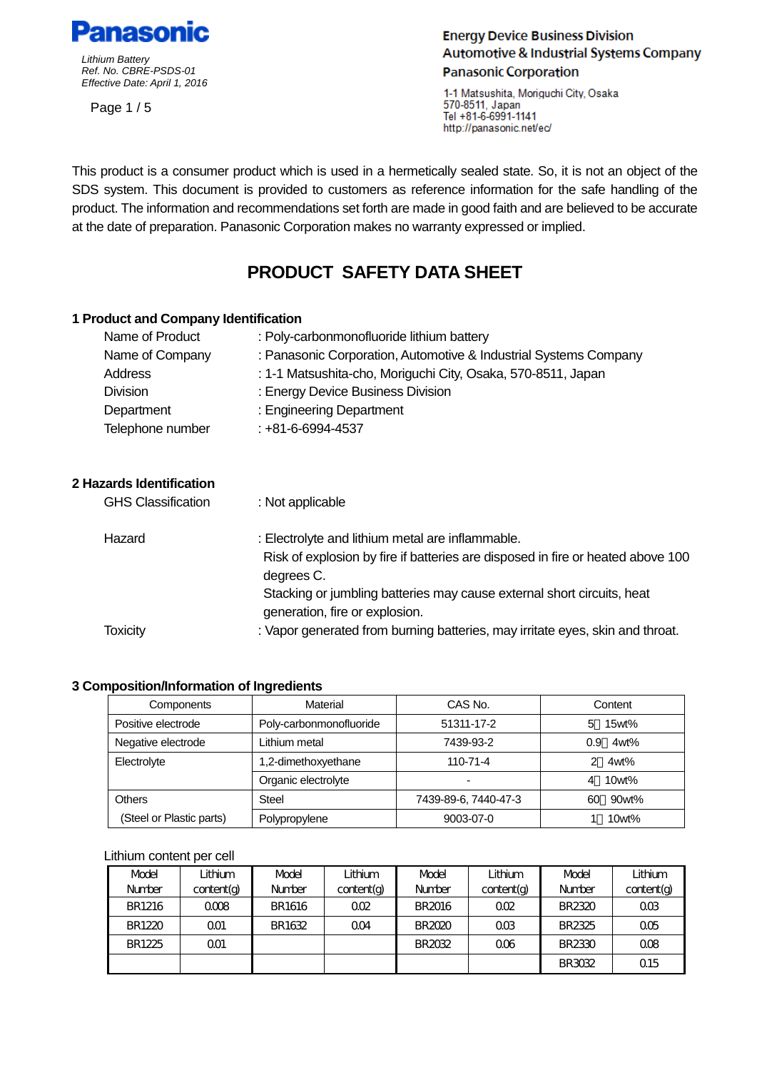**Panasonic**

*Lithium Battery*
*Ref. No. CBRE-PSDS-01*
*Effective Date: April 1, 2016*

Energy Device Business Division
Automotive & Industrial Systems Company
Panasonic Corporation

1-1 Matsushita, Moriguchi City, Osaka
570-8511, Japan
Tel +81-6-6991-1141
http://panasonic.net/ec/

This product is a consumer product which is used in a hermetically sealed state. So, it is not an object of the SDS system. This document is provided to customers as reference information for the safe handling of the product. The information and recommendations set forth are made in good faith and are believed to be accurate at the date of preparation. Panasonic Corporation makes no warranty expressed or implied.

# PRODUCT SAFETY DATA SHEET

## 1 Product and Company Identification

| | |
|---|---|
| Name of Product | : Poly-carbonmonofluoride lithium battery |
| Name of Company | : Panasonic Corporation, Automotive & Industrial Systems Company |
| Address | : 1-1 Matsushita-cho, Moriguchi City, Osaka, 570-8511, Japan |
| Division | : Energy Device Business Division |
| Department | : Engineering Department |
| Telephone number | : +81-6-6994-4537 |

## 2 Hazards Identification

GHS Classification : Not applicable

Hazard : Electrolyte and lithium metal are inflammable.
Risk of explosion by fire if batteries are disposed in fire or heated above 100 degrees C.
Stacking or jumbling batteries may cause external short circuits, heat generation, fire or explosion.

Toxicity : Vapor generated from burning batteries, may irritate eyes, skin and throat.

## 3 Composition/Information of Ingredients

| Components | Material | CAS No. | Content |
|---|---|---|---|
| Positive electrode | Poly-carbonmonofluoride | 51311-17-2 | 5～15wt% |
| Negative electrode | Lithium metal | 7439-93-2 | 0.9～4wt% |
| Electrolyte | 1,2-dimethoxyethane | 110-71-4 | 2～4wt% |
| | Organic electrolyte | - | 4～10wt% |
| Others | Steel | 7439-89-6, 7440-47-3 | 60～90wt% |
| (Steel or Plastic parts) | Polypropylene | 9003-07-0 | 1～10wt% |

Lithium content per cell

| Model Number | Lithium content(g) | Model Number | Lithium content(g) | Model Number | Lithium content(g) | Model Number | Lithium content(g) |
|---|---|---|---|---|---|---|---|
| BR1216 | 0.008 | BR1616 | 0.02 | BR2016 | 0.02 | BR2320 | 0.03 |
| BR1220 | 0.01 | BR1632 | 0.04 | BR2020 | 0.03 | BR2325 | 0.05 |
| BR1225 | 0.01 | | | BR2032 | 0.06 | BR2330 | 0.08 |
| | | | | | | BR3032 | 0.15 |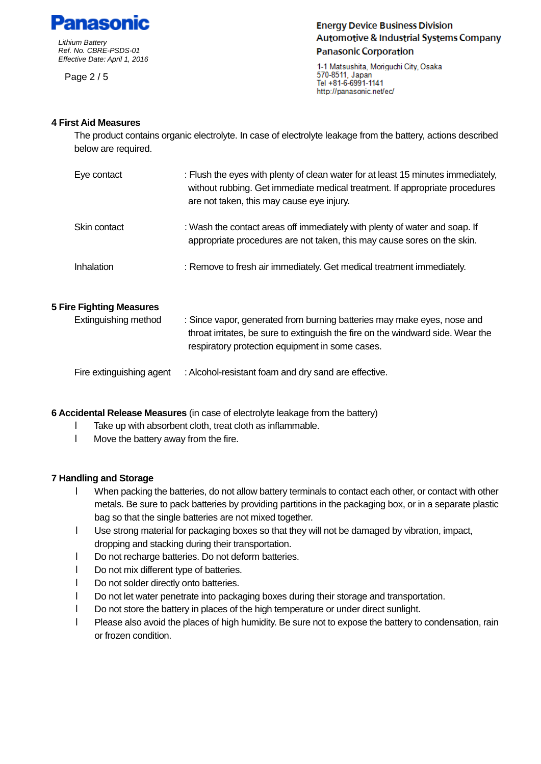## 4 First Aid Measures

The product contains organic electrolyte. In case of electrolyte leakage from the battery, actions described below are required.

| | |
|---|---|
| Eye contact | : Flush the eyes with plenty of clean water for at least 15 minutes immediately, without rubbing. Get immediate medical treatment. If appropriate procedures are not taken, this may cause eye injury. |
| Skin contact | : Wash the contact areas off immediately with plenty of water and soap. If appropriate procedures are not taken, this may cause sores on the skin. |
| Inhalation | : Remove to fresh air immediately. Get medical treatment immediately. |

## 5 Fire Fighting Measures

| | |
|---|---|
| Extinguishing method | : Since vapor, generated from burning batteries may make eyes, nose and throat irritates, be sure to extinguish the fire on the windward side. Wear the respiratory protection equipment in some cases. |
| Fire extinguishing agent | : Alcohol-resistant foam and dry sand are effective. |

## 6 Accidental Release Measures (in case of electrolyte leakage from the battery)

- Take up with absorbent cloth, treat cloth as inflammable.
- Move the battery away from the fire.

## 7 Handling and Storage

- When packing the batteries, do not allow battery terminals to contact each other, or contact with other metals. Be sure to pack batteries by providing partitions in the packaging box, or in a separate plastic bag so that the single batteries are not mixed together.
- Use strong material for packaging boxes so that they will not be damaged by vibration, impact, dropping and stacking during their transportation.
- Do not recharge batteries. Do not deform batteries.
- Do not mix different type of batteries.
- Do not solder directly onto batteries.
- Do not let water penetrate into packaging boxes during their storage and transportation.
- Do not store the battery in places of the high temperature or under direct sunlight.
- Please also avoid the places of high humidity. Be sure not to expose the battery to condensation, rain or frozen condition.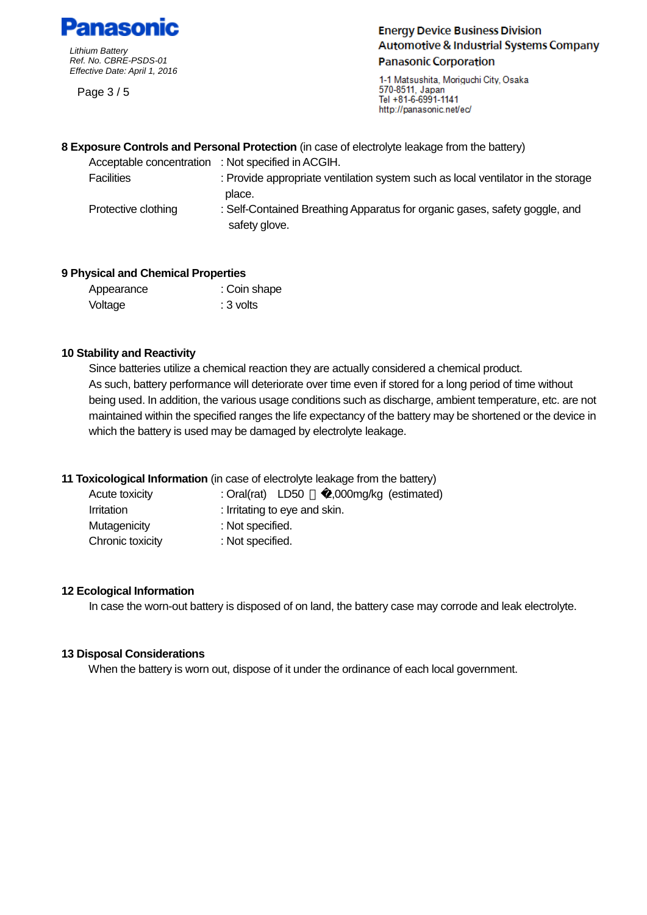## 8 Exposure Controls and Personal Protection (in case of electrolyte leakage from the battery)

Acceptable concentration : Not specified in ACGIH.

Facilities : Provide appropriate ventilation system such as local ventilator in the storage place.

Protective clothing : Self-Contained Breathing Apparatus for organic gases, safety goggle, and safety glove.

## 9 Physical and Chemical Properties

Appearance : Coin shape

Voltage : 3 volts

## 10 Stability and Reactivity

Since batteries utilize a chemical reaction they are actually considered a chemical product. As such, battery performance will deteriorate over time even if stored for a long period of time without being used. In addition, the various usage conditions such as discharge, ambient temperature, etc. are not maintained within the specified ranges the life expectancy of the battery may be shortened or the device in which the battery is used may be damaged by electrolyte leakage.

## 11 Toxicological Information (in case of electrolyte leakage from the battery)

Acute toxicity : Oral(rat) LD50 � �,000mg/kg (estimated)

Irritation : Irritating to eye and skin.

Mutagenicity : Not specified.

Chronic toxicity : Not specified.

## 12 Ecological Information

In case the worn-out battery is disposed of on land, the battery case may corrode and leak electrolyte.

## 13 Disposal Considerations

When the battery is worn out, dispose of it under the ordinance of each local government.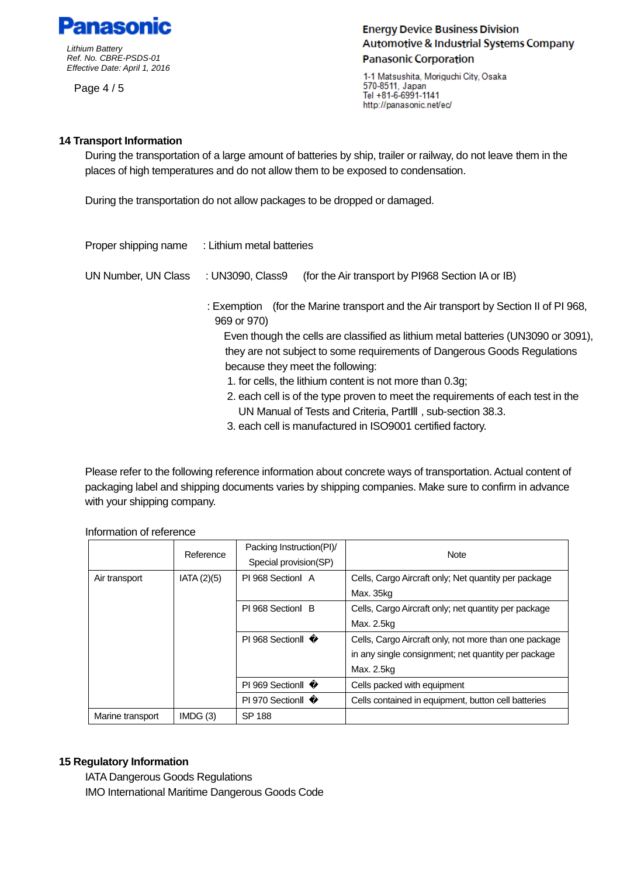## 14 Transport Information

During the transportation of a large amount of batteries by ship, trailer or railway, do not leave them in the places of high temperatures and do not allow them to be exposed to condensation.

During the transportation do not allow packages to be dropped or damaged.

Proper shipping name : Lithium metal batteries

UN Number, UN Class : UN3090, Class9 (for the Air transport by PI968 Section IA or IB)

: Exemption (for the Marine transport and the Air transport by Section II of PI 968, 969 or 970)

Even though the cells are classified as lithium metal batteries (UN3090 or 3091), they are not subject to some requirements of Dangerous Goods Regulations because they meet the following:

1. for cells, the lithium content is not more than 0.3g;
2. each cell is of the type proven to meet the requirements of each test in the UN Manual of Tests and Criteria, PartIII , sub-section 38.3.
3. each cell is manufactured in ISO9001 certified factory.

Please refer to the following reference information about concrete ways of transportation. Actual content of packaging label and shipping documents varies by shipping companies. Make sure to confirm in advance with your shipping company.

Information of reference

| | Reference | Packing Instruction(PI)/ Special provision(SP) | Note |
|---|---|---|---|
| Air transport | IATA (2)(5) | PI 968 SectionI A | Cells, Cargo Aircraft only; Net quantity per package Max. 35kg |
| | | PI 968 SectionI B | Cells, Cargo Aircraft only; net quantity per package Max. 2.5kg |
| | | PI 968 SectionII � | Cells, Cargo Aircraft only, not more than one package in any single consignment; net quantity per package Max. 2.5kg |
| | | PI 969 SectionII � | Cells packed with equipment |
| | | PI 970 SectionII � | Cells contained in equipment, button cell batteries |
| Marine transport | IMDG (3) | SP 188 | |

## 15 Regulatory Information

IATA Dangerous Goods Regulations

IMO International Maritime Dangerous Goods Code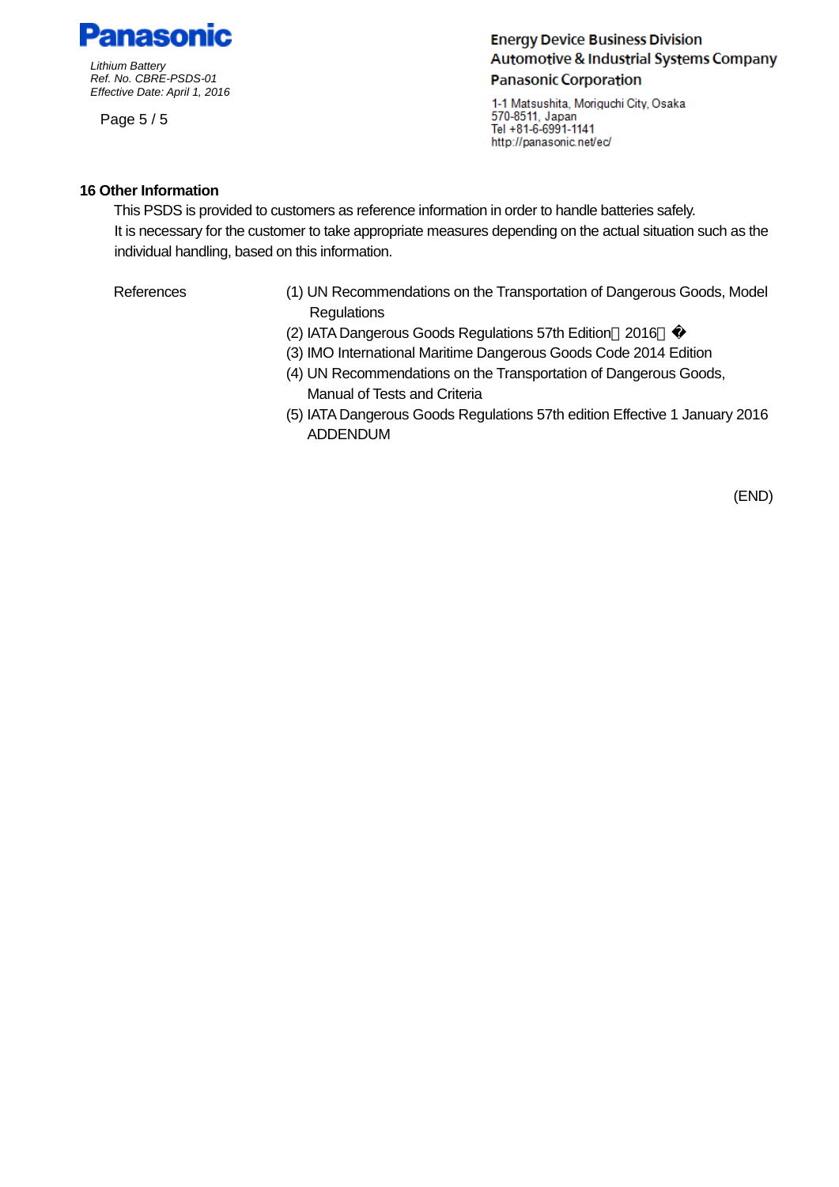## 16 Other Information

This PSDS is provided to customers as reference information in order to handle batteries safely.
It is necessary for the customer to take appropriate measures depending on the actual situation such as the individual handling, based on this information.

References

(1) UN Recommendations on the Transportation of Dangerous Goods, Model Regulations
(2) IATA Dangerous Goods Regulations 57th Edition（2016）
(3) IMO International Maritime Dangerous Goods Code 2014 Edition
(4) UN Recommendations on the Transportation of Dangerous Goods, Manual of Tests and Criteria
(5) IATA Dangerous Goods Regulations 57th edition Effective 1 January 2016 ADDENDUM

(END)